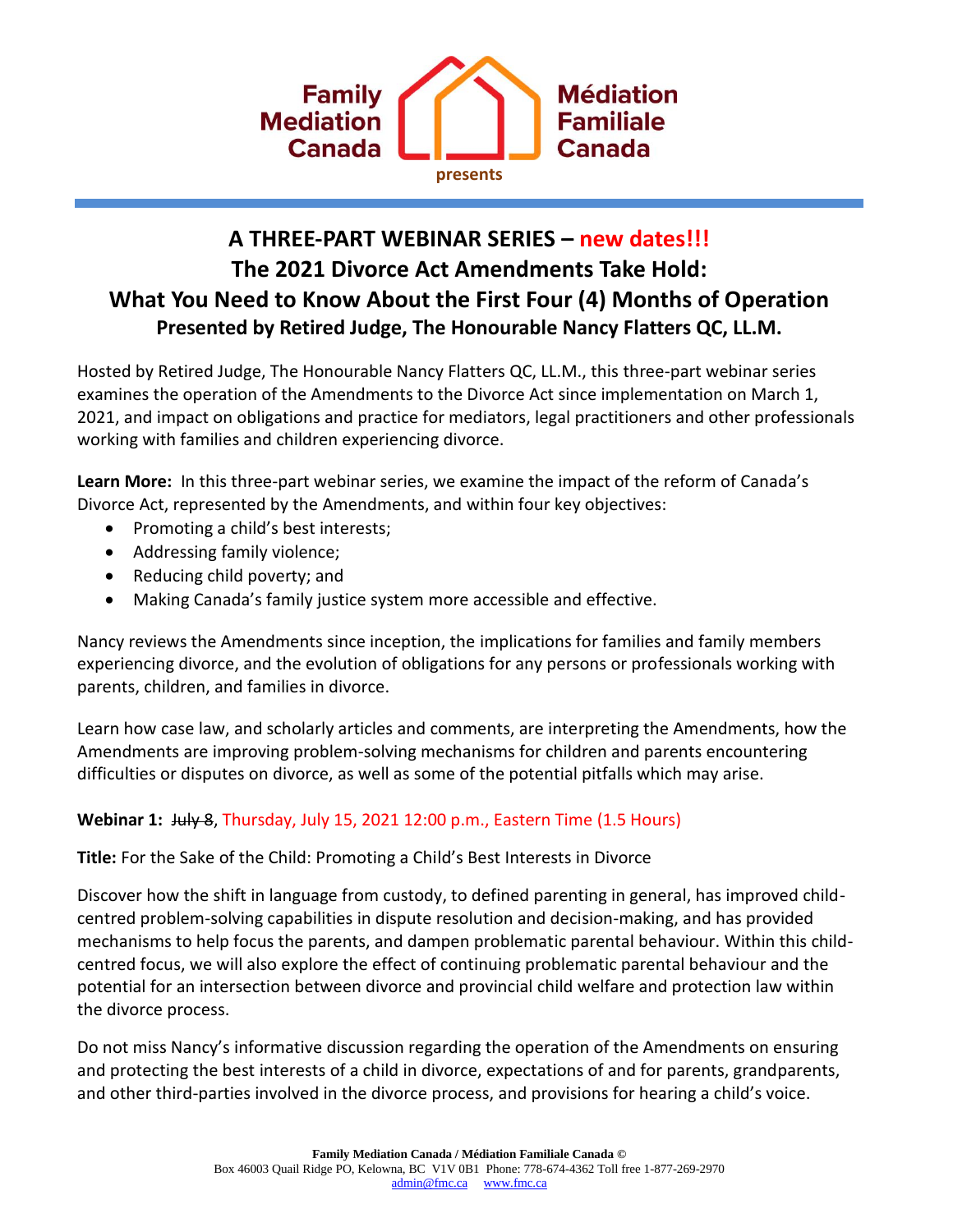Family Mediation Canada | Médiation Familiale Canada

presents

# A THREE-PART WEBINAR SERIES – new dates!!!

# The 2021 Divorce Act Amendments Take Hold: What You Need to Know About the First Four (4) Months of Operation

## Presented by Retired Judge, The Honourable Nancy Flatters QC, LL.M.

Hosted by Retired Judge, The Honourable Nancy Flatters QC, LL.M., this three-part webinar series examines the operation of the Amendments to the Divorce Act since implementation on March 1, 2021, and impact on obligations and practice for mediators, legal practitioners and other professionals working with families and children experiencing divorce.

**Learn More:** In this three-part webinar series, we examine the impact of the reform of Canada's Divorce Act, represented by the Amendments, and within four key objectives:

- Promoting a child's best interests;
- Addressing family violence;
- Reducing child poverty; and
- Making Canada's family justice system more accessible and effective.

Nancy reviews the Amendments since inception, the implications for families and family members experiencing divorce, and the evolution of obligations for any persons or professionals working with parents, children, and families in divorce.

Learn how case law, and scholarly articles and comments, are interpreting the Amendments, how the Amendments are improving problem-solving mechanisms for children and parents encountering difficulties or disputes on divorce, as well as some of the potential pitfalls which may arise.

**Webinar 1:** ~~July 8~~, Thursday, July 15, 2021 12:00 p.m., Eastern Time (1.5 Hours)

**Title:** For the Sake of the Child: Promoting a Child's Best Interests in Divorce

Discover how the shift in language from custody, to defined parenting in general, has improved child-centred problem-solving capabilities in dispute resolution and decision-making, and has provided mechanisms to help focus the parents, and dampen problematic parental behaviour. Within this child-centred focus, we will also explore the effect of continuing problematic parental behaviour and the potential for an intersection between divorce and provincial child welfare and protection law within the divorce process.

Do not miss Nancy's informative discussion regarding the operation of the Amendments on ensuring and protecting the best interests of a child in divorce, expectations of and for parents, grandparents, and other third-parties involved in the divorce process, and provisions for hearing a child's voice.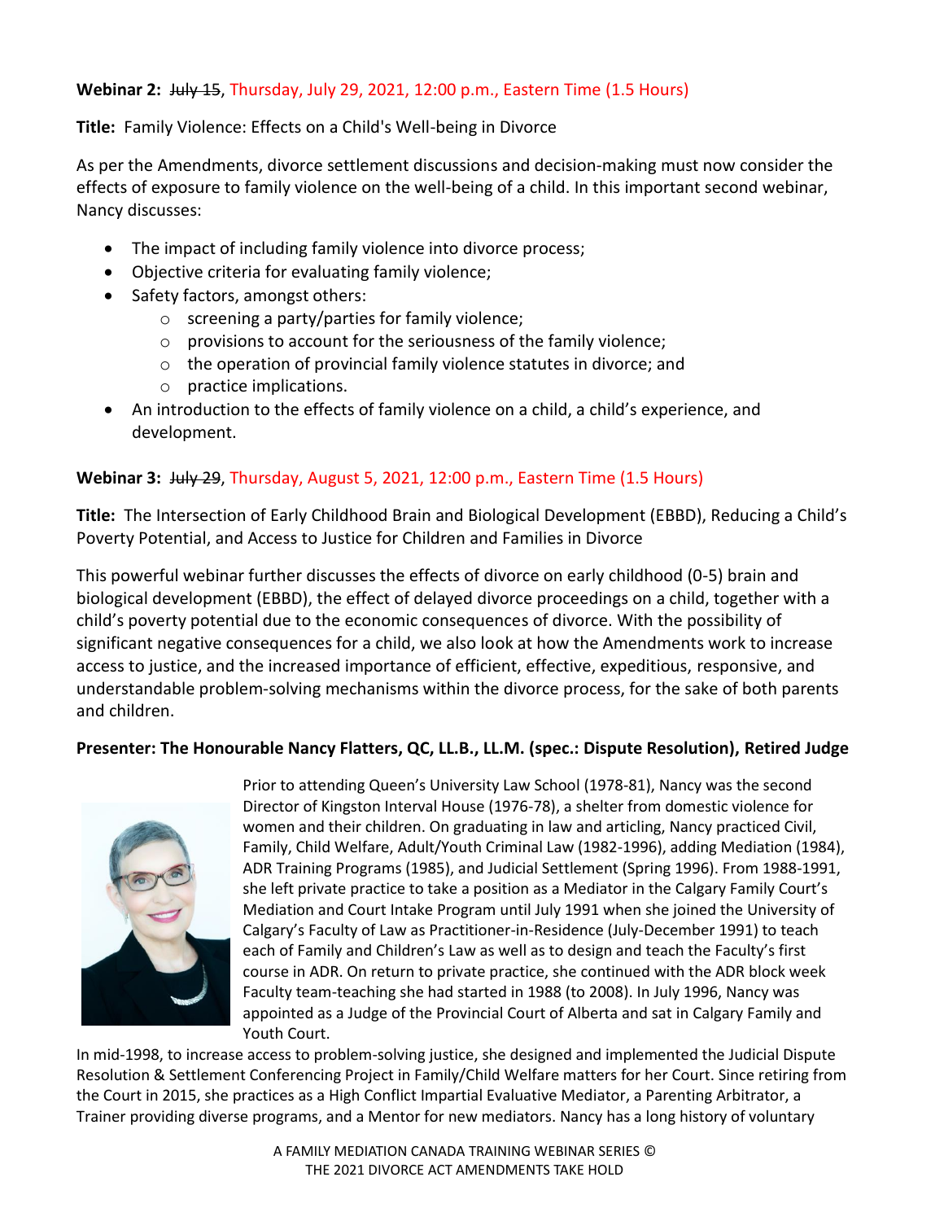**Webinar 2:** ~~July 15~~, Thursday, July 29, 2021, 12:00 p.m., Eastern Time (1.5 Hours)

**Title:** Family Violence: Effects on a Child's Well-being in Divorce

As per the Amendments, divorce settlement discussions and decision-making must now consider the effects of exposure to family violence on the well-being of a child. In this important second webinar, Nancy discusses:

- The impact of including family violence into divorce process;
- Objective criteria for evaluating family violence;
- Safety factors, amongst others:
  - screening a party/parties for family violence;
  - provisions to account for the seriousness of the family violence;
  - the operation of provincial family violence statutes in divorce; and
  - practice implications.
- An introduction to the effects of family violence on a child, a child's experience, and development.

**Webinar 3:** ~~July 29~~, Thursday, August 5, 2021, 12:00 p.m., Eastern Time (1.5 Hours)

**Title:** The Intersection of Early Childhood Brain and Biological Development (EBBD), Reducing a Child's Poverty Potential, and Access to Justice for Children and Families in Divorce

This powerful webinar further discusses the effects of divorce on early childhood (0-5) brain and biological development (EBBD), the effect of delayed divorce proceedings on a child, together with a child's poverty potential due to the economic consequences of divorce. With the possibility of significant negative consequences for a child, we also look at how the Amendments work to increase access to justice, and the increased importance of efficient, effective, expeditious, responsive, and understandable problem-solving mechanisms within the divorce process, for the sake of both parents and children.

**Presenter: The Honourable Nancy Flatters, QC, LL.B., LL.M. (spec.: Dispute Resolution), Retired Judge**

Prior to attending Queen's University Law School (1978-81), Nancy was the second Director of Kingston Interval House (1976-78), a shelter from domestic violence for women and their children. On graduating in law and articling, Nancy practiced Civil, Family, Child Welfare, Adult/Youth Criminal Law (1982-1996), adding Mediation (1984), ADR Training Programs (1985), and Judicial Settlement (Spring 1996). From 1988-1991, she left private practice to take a position as a Mediator in the Calgary Family Court's Mediation and Court Intake Program until July 1991 when she joined the University of Calgary's Faculty of Law as Practitioner-in-Residence (July-December 1991) to teach each of Family and Children's Law as well as to design and teach the Faculty's first course in ADR. On return to private practice, she continued with the ADR block week Faculty team-teaching she had started in 1988 (to 2008). In July 1996, Nancy was appointed as a Judge of the Provincial Court of Alberta and sat in Calgary Family and Youth Court.

In mid-1998, to increase access to problem-solving justice, she designed and implemented the Judicial Dispute Resolution & Settlement Conferencing Project in Family/Child Welfare matters for her Court. Since retiring from the Court in 2015, she practices as a High Conflict Impartial Evaluative Mediator, a Parenting Arbitrator, a Trainer providing diverse programs, and a Mentor for new mediators. Nancy has a long history of voluntary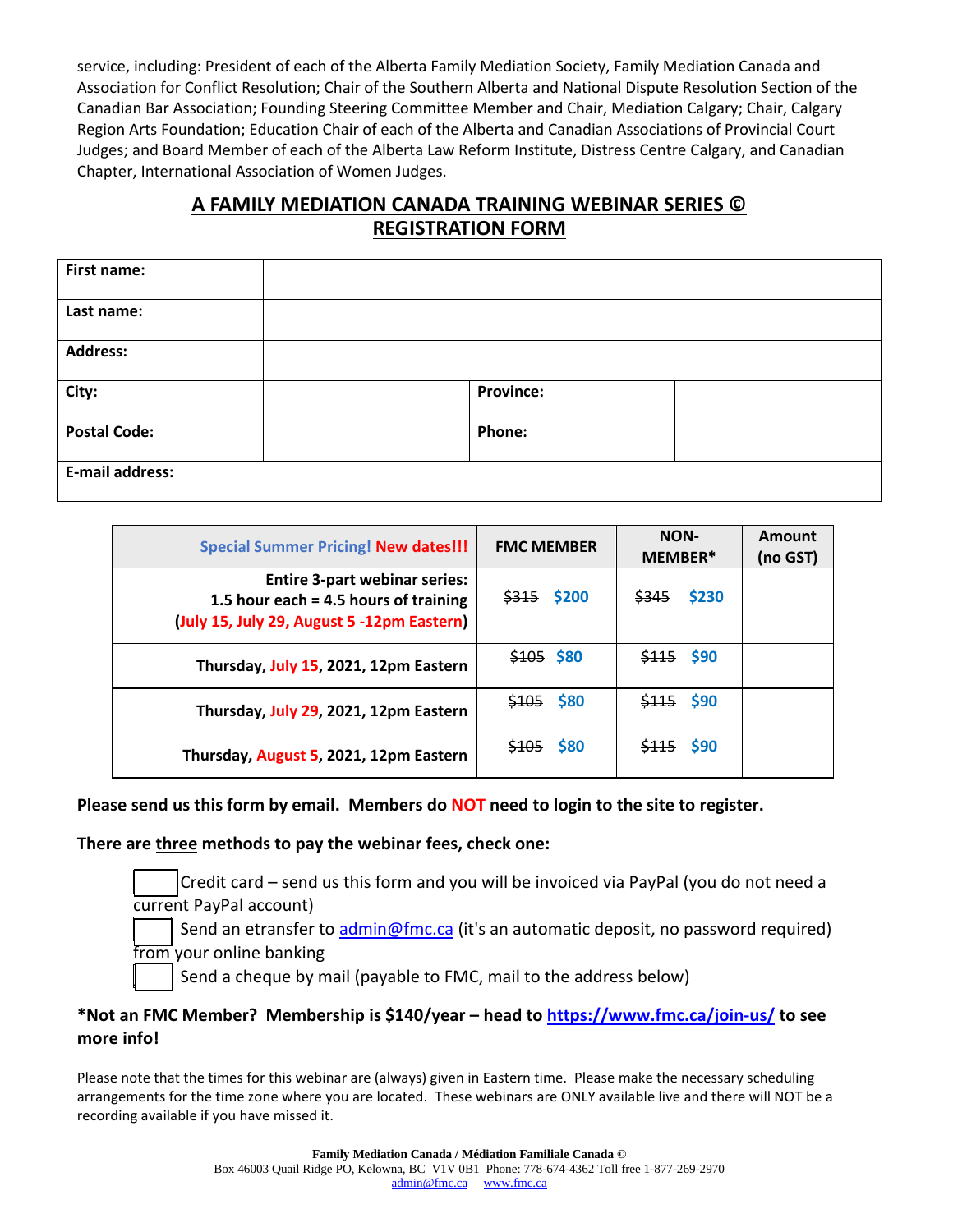service, including: President of each of the Alberta Family Mediation Society, Family Mediation Canada and Association for Conflict Resolution; Chair of the Southern Alberta and National Dispute Resolution Section of the Canadian Bar Association; Founding Steering Committee Member and Chair, Mediation Calgary; Chair, Calgary Region Arts Foundation; Education Chair of each of the Alberta and Canadian Associations of Provincial Court Judges; and Board Member of each of the Alberta Law Reform Institute, Distress Centre Calgary, and Canadian Chapter, International Association of Women Judges.

## A FAMILY MEDIATION CANADA TRAINING WEBINAR SERIES © REGISTRATION FORM

| | | | |
|---|---|---|---|
| **First name:** | | | |
| **Last name:** | | | |
| **Address:** | | | |
| **City:** | | **Province:** | |
| **Postal Code:** | | **Phone:** | |
| **E-mail address:** | | | |

| Special Summer Pricing! New dates!!! | FMC MEMBER | NON-MEMBER* | Amount (no GST) |
|---|---|---|---|
| **Entire 3-part webinar series: 1.5 hour each = 4.5 hours of training (July 15, July 29, August 5 -12pm Eastern)** | ~~$315~~ $200 | ~~$345~~ $230 | |
| **Thursday, July 15, 2021, 12pm Eastern** | ~~$105~~ $80 | ~~$115~~ $90 | |
| **Thursday, July 29, 2021, 12pm Eastern** | ~~$105~~ $80 | ~~$115~~ $90 | |
| **Thursday, August 5, 2021, 12pm Eastern** | ~~$105~~ $80 | ~~$115~~ $90 | |

**Please send us this form by email. Members do NOT need to login to the site to register.**

**There are three methods to pay the webinar fees, check one:**

- ☐ Credit card – send us this form and you will be invoiced via PayPal (you do not need a current PayPal account)
- ☐ Send an etransfer to admin@fmc.ca (it's an automatic deposit, no password required) from your online banking
- ☐ Send a cheque by mail (payable to FMC, mail to the address below)

**\*Not an FMC Member? Membership is $140/year – head to https://www.fmc.ca/join-us/ to see more info!**

Please note that the times for this webinar are (always) given in Eastern time. Please make the necessary scheduling arrangements for the time zone where you are located. These webinars are ONLY available live and there will NOT be a recording available if you have missed it.

**Family Mediation Canada / Médiation Familiale Canada ©**
Box 46003 Quail Ridge PO, Kelowna, BC V1V 0B1 Phone: 778-674-4362 Toll free 1-877-269-2970
admin@fmc.ca www.fmc.ca